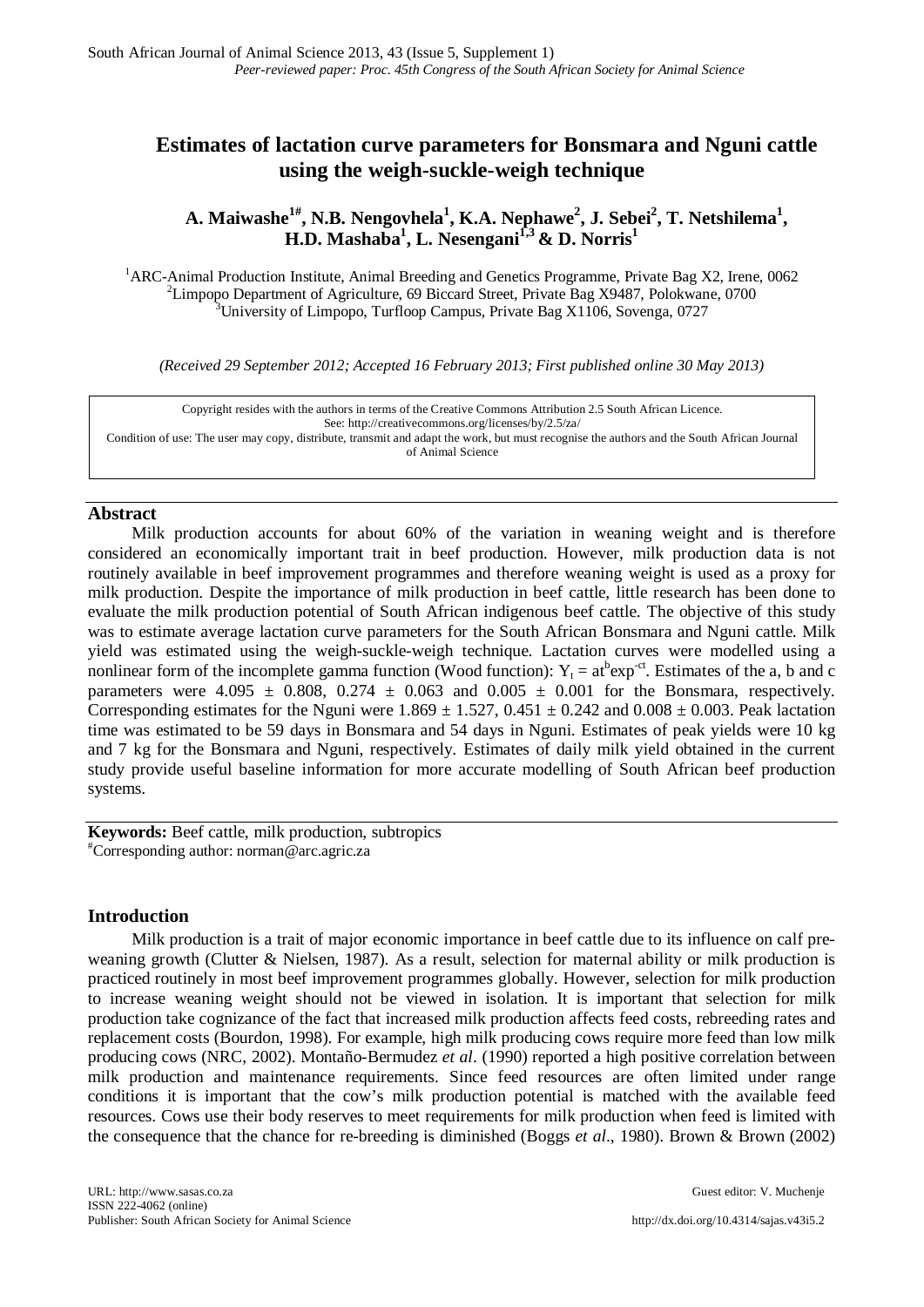# Estimates of lactation curve parameters for Bonsmara and Nguni cattle using the weigh-suckle-weigh technique

**A. Maiwashe[1#], N.B. Nengovhela[1], K.A. Nephawe[2], J. Sebei[2], T. Netshilema[1], H.D. Mashaba[1], L. Nesengani[1,3] & D. Norris[1]**

[1]ARC-Animal Production Institute, Animal Breeding and Genetics Programme, Private Bag X2, Irene, 0062
[2]Limpopo Department of Agriculture, 69 Biccard Street, Private Bag X9487, Polokwane, 0700
[3]University of Limpopo, Turfloop Campus, Private Bag X1106, Sovenga, 0727

*(Received 29 September 2012; Accepted 16 February 2013; First published online 30 May 2013)*

Copyright resides with the authors in terms of the Creative Commons Attribution 2.5 South African Licence.
See: http://creativecommons.org/licenses/by/2.5/za/
Condition of use: The user may copy, distribute, transmit and adapt the work, but must recognise the authors and the South African Journal of Animal Science

## Abstract

Milk production accounts for about 60% of the variation in weaning weight and is therefore considered an economically important trait in beef production. However, milk production data is not routinely available in beef improvement programmes and therefore weaning weight is used as a proxy for milk production. Despite the importance of milk production in beef cattle, little research has been done to evaluate the milk production potential of South African indigenous beef cattle. The objective of this study was to estimate average lactation curve parameters for the South African Bonsmara and Nguni cattle. Milk yield was estimated using the weigh-suckle-weigh technique. Lactation curves were modelled using a nonlinear form of the incomplete gamma function (Wood function): $Y_t = at^b\exp^{-ct}$. Estimates of the a, b and c parameters were $4.095 \pm 0.808$, $0.274 \pm 0.063$ and $0.005 \pm 0.001$ for the Bonsmara, respectively. Corresponding estimates for the Nguni were $1.869 \pm 1.527$, $0.451 \pm 0.242$ and $0.008 \pm 0.003$. Peak lactation time was estimated to be 59 days in Bonsmara and 54 days in Nguni. Estimates of peak yields were 10 kg and 7 kg for the Bonsmara and Nguni, respectively. Estimates of daily milk yield obtained in the current study provide useful baseline information for more accurate modelling of South African beef production systems.

**Keywords:** Beef cattle, milk production, subtropics
[#]Corresponding author: norman@arc.agric.za

## Introduction

Milk production is a trait of major economic importance in beef cattle due to its influence on calf pre-weaning growth (Clutter & Nielsen, 1987). As a result, selection for maternal ability or milk production is practiced routinely in most beef improvement programmes globally. However, selection for milk production to increase weaning weight should not be viewed in isolation. It is important that selection for milk production take cognizance of the fact that increased milk production affects feed costs, rebreeding rates and replacement costs (Bourdon, 1998). For example, high milk producing cows require more feed than low milk producing cows (NRC, 2002). Montaño-Bermudez *et al*. (1990) reported a high positive correlation between milk production and maintenance requirements. Since feed resources are often limited under range conditions it is important that the cow's milk production potential is matched with the available feed resources. Cows use their body reserves to meet requirements for milk production when feed is limited with the consequence that the chance for re-breeding is diminished (Boggs *et al*., 1980). Brown & Brown (2002)

URL: http://www.sasas.co.za
ISSN 222-4062 (online)
Publisher: South African Society for Animal Science

Guest editor: V. Muchenje

http://dx.doi.org/10.4314/sajas.v43i5.2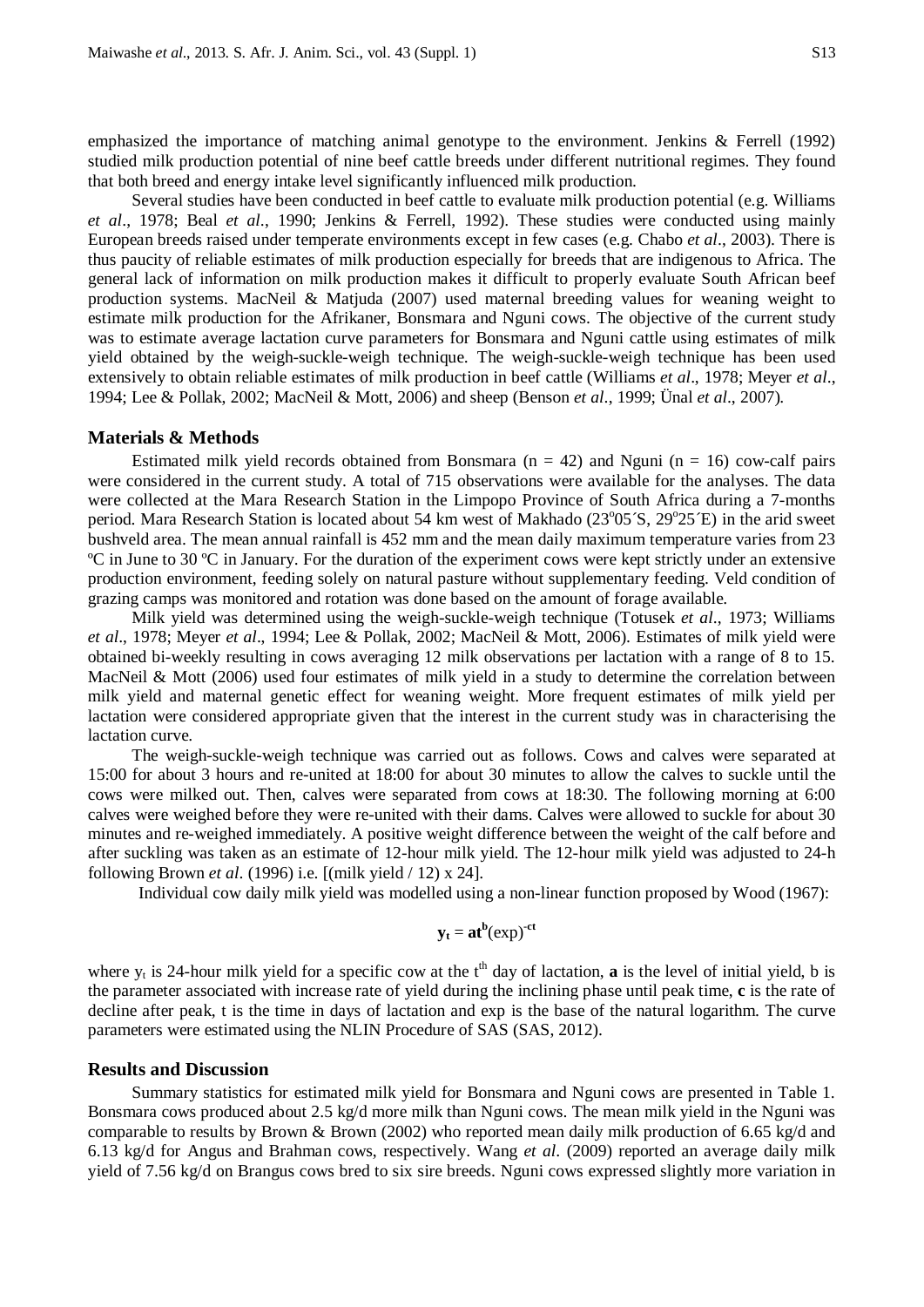emphasized the importance of matching animal genotype to the environment. Jenkins & Ferrell (1992) studied milk production potential of nine beef cattle breeds under different nutritional regimes. They found that both breed and energy intake level significantly influenced milk production.

Several studies have been conducted in beef cattle to evaluate milk production potential (e.g. Williams *et al*., 1978; Beal *et al*., 1990; Jenkins & Ferrell, 1992). These studies were conducted using mainly European breeds raised under temperate environments except in few cases (e.g. Chabo *et al*., 2003). There is thus paucity of reliable estimates of milk production especially for breeds that are indigenous to Africa. The general lack of information on milk production makes it difficult to properly evaluate South African beef production systems. MacNeil & Matjuda (2007) used maternal breeding values for weaning weight to estimate milk production for the Afrikaner, Bonsmara and Nguni cows. The objective of the current study was to estimate average lactation curve parameters for Bonsmara and Nguni cattle using estimates of milk yield obtained by the weigh-suckle-weigh technique. The weigh-suckle-weigh technique has been used extensively to obtain reliable estimates of milk production in beef cattle (Williams *et al*., 1978; Meyer *et al*., 1994; Lee & Pollak, 2002; MacNeil & Mott, 2006) and sheep (Benson *et al*., 1999; Ünal *et al*., 2007).

## Materials & Methods

Estimated milk yield records obtained from Bonsmara (n = 42) and Nguni (n = 16) cow-calf pairs were considered in the current study. A total of 715 observations were available for the analyses. The data were collected at the Mara Research Station in the Limpopo Province of South Africa during a 7-months period. Mara Research Station is located about 54 km west of Makhado (23°05´S, 29°25´E) in the arid sweet bushveld area. The mean annual rainfall is 452 mm and the mean daily maximum temperature varies from 23 ºC in June to 30 ºC in January. For the duration of the experiment cows were kept strictly under an extensive production environment, feeding solely on natural pasture without supplementary feeding. Veld condition of grazing camps was monitored and rotation was done based on the amount of forage available.

Milk yield was determined using the weigh-suckle-weigh technique (Totusek *et al*., 1973; Williams *et al*., 1978; Meyer *et al*., 1994; Lee & Pollak, 2002; MacNeil & Mott, 2006). Estimates of milk yield were obtained bi-weekly resulting in cows averaging 12 milk observations per lactation with a range of 8 to 15. MacNeil & Mott (2006) used four estimates of milk yield in a study to determine the correlation between milk yield and maternal genetic effect for weaning weight. More frequent estimates of milk yield per lactation were considered appropriate given that the interest in the current study was in characterising the lactation curve.

The weigh-suckle-weigh technique was carried out as follows. Cows and calves were separated at 15:00 for about 3 hours and re-united at 18:00 for about 30 minutes to allow the calves to suckle until the cows were milked out. Then, calves were separated from cows at 18:30. The following morning at 6:00 calves were weighed before they were re-united with their dams. Calves were allowed to suckle for about 30 minutes and re-weighed immediately. A positive weight difference between the weight of the calf before and after suckling was taken as an estimate of 12-hour milk yield. The 12-hour milk yield was adjusted to 24-h following Brown *et al*. (1996) i.e. [(milk yield / 12) x 24].

Individual cow daily milk yield was modelled using a non-linear function proposed by Wood (1967):

$$\mathbf{y_t} = \mathbf{a}\mathbf{t}^{\mathbf{b}}(\exp)^{-\mathbf{c}\mathbf{t}}$$

where $y_t$ is 24-hour milk yield for a specific cow at the $t^{th}$ day of lactation, **a** is the level of initial yield, b is the parameter associated with increase rate of yield during the inclining phase until peak time, **c** is the rate of decline after peak, t is the time in days of lactation and exp is the base of the natural logarithm. The curve parameters were estimated using the NLIN Procedure of SAS (SAS, 2012).

## Results and Discussion

Summary statistics for estimated milk yield for Bonsmara and Nguni cows are presented in Table 1. Bonsmara cows produced about 2.5 kg/d more milk than Nguni cows. The mean milk yield in the Nguni was comparable to results by Brown & Brown (2002) who reported mean daily milk production of 6.65 kg/d and 6.13 kg/d for Angus and Brahman cows, respectively. Wang *et al*. (2009) reported an average daily milk yield of 7.56 kg/d on Brangus cows bred to six sire breeds. Nguni cows expressed slightly more variation in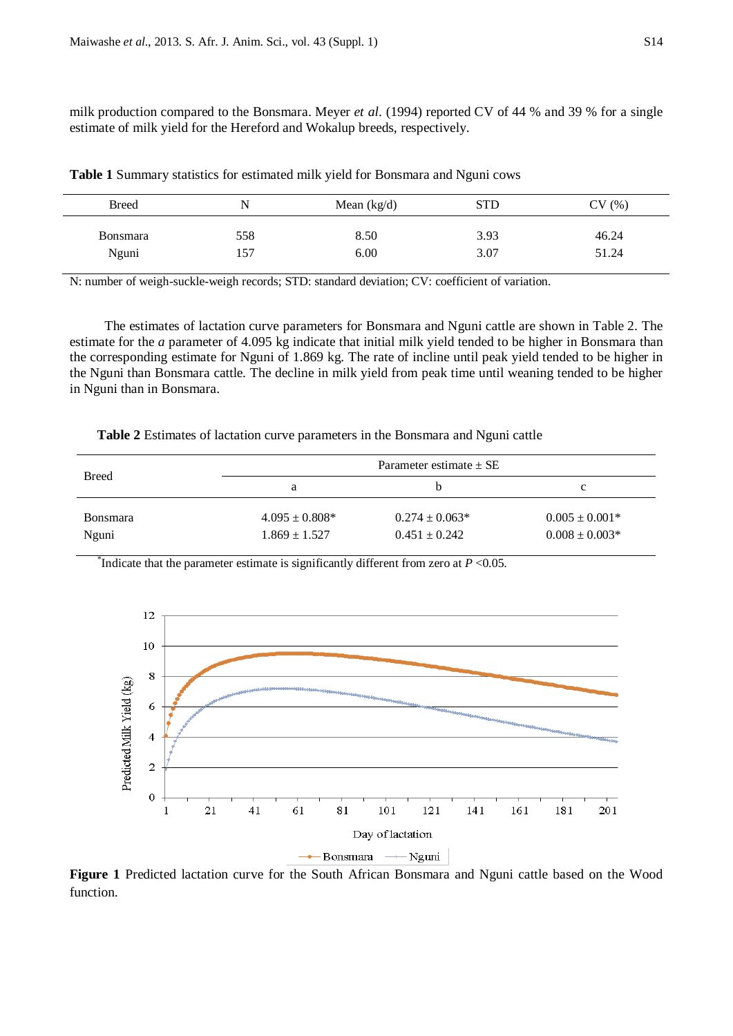milk production compared to the Bonsmara. Meyer *et al*. (1994) reported CV of 44 % and 39 % for a single estimate of milk yield for the Hereford and Wokalup breeds, respectively.

**Table 1** Summary statistics for estimated milk yield for Bonsmara and Nguni cows

| Breed | N | Mean (kg/d) | STD | CV (%) |
|---|---|---|---|---|
| Bonsmara | 558 | 8.50 | 3.93 | 46.24 |
| Nguni | 157 | 6.00 | 3.07 | 51.24 |

N: number of weigh-suckle-weigh records; STD: standard deviation; CV: coefficient of variation.

The estimates of lactation curve parameters for Bonsmara and Nguni cattle are shown in Table 2. The estimate for the *a* parameter of 4.095 kg indicate that initial milk yield tended to be higher in Bonsmara than the corresponding estimate for Nguni of 1.869 kg. The rate of incline until peak yield tended to be higher in the Nguni than Bonsmara cattle. The decline in milk yield from peak time until weaning tended to be higher in Nguni than in Bonsmara.

**Table 2** Estimates of lactation curve parameters in the Bonsmara and Nguni cattle

| Breed | Parameter estimate ± SE | | |
|---|---|---|---|
| | a | b | c |
| Bonsmara | 4.095 ± 0.808* | 0.274 ± 0.063* | 0.005 ± 0.001* |
| Nguni | 1.869 ± 1.527 | 0.451 ± 0.242 | 0.008 ± 0.003* |

*Indicate that the parameter estimate is significantly different from zero at $P < 0.05$.

**Figure 1** Predicted lactation curve for the South African Bonsmara and Nguni cattle based on the Wood function.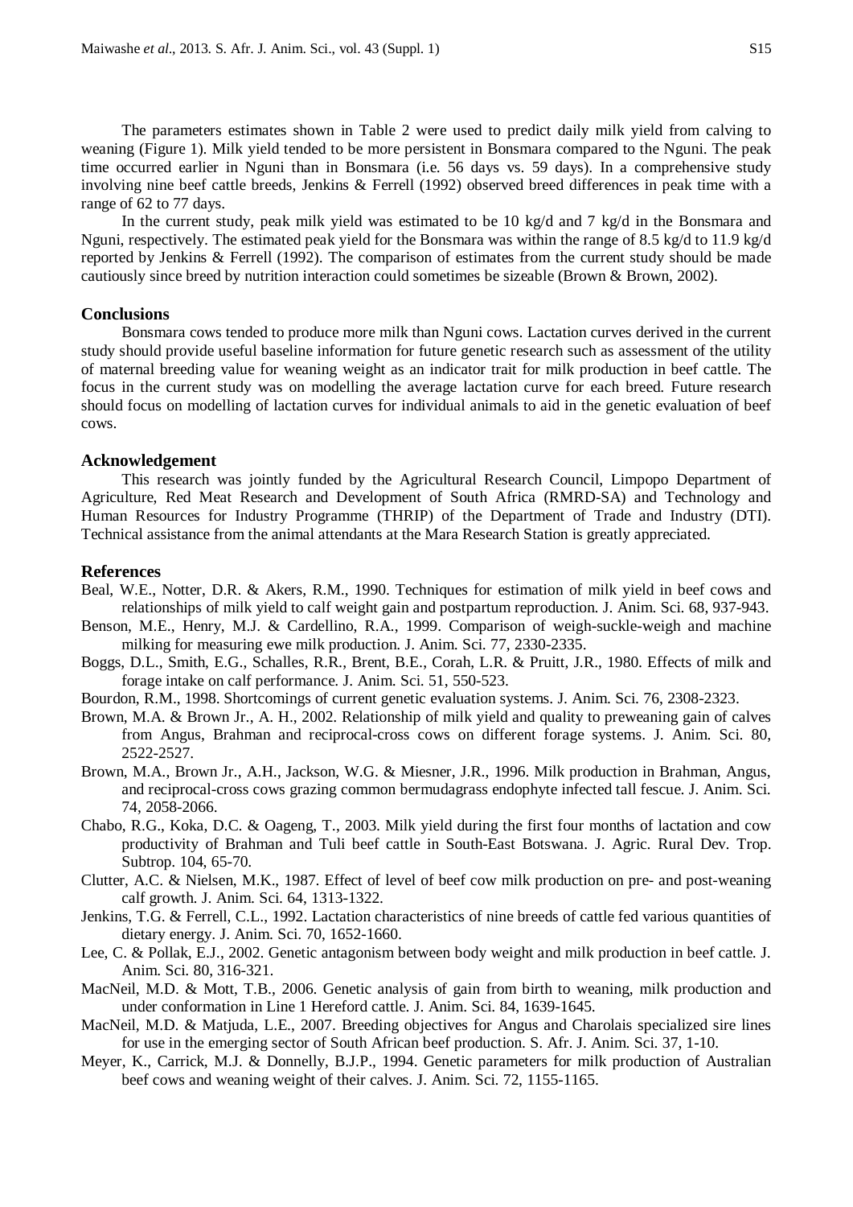The parameters estimates shown in Table 2 were used to predict daily milk yield from calving to weaning (Figure 1). Milk yield tended to be more persistent in Bonsmara compared to the Nguni. The peak time occurred earlier in Nguni than in Bonsmara (i.e. 56 days vs. 59 days). In a comprehensive study involving nine beef cattle breeds, Jenkins & Ferrell (1992) observed breed differences in peak time with a range of 62 to 77 days.

In the current study, peak milk yield was estimated to be 10 kg/d and 7 kg/d in the Bonsmara and Nguni, respectively. The estimated peak yield for the Bonsmara was within the range of 8.5 kg/d to 11.9 kg/d reported by Jenkins & Ferrell (1992). The comparison of estimates from the current study should be made cautiously since breed by nutrition interaction could sometimes be sizeable (Brown & Brown, 2002).

## Conclusions

Bonsmara cows tended to produce more milk than Nguni cows. Lactation curves derived in the current study should provide useful baseline information for future genetic research such as assessment of the utility of maternal breeding value for weaning weight as an indicator trait for milk production in beef cattle. The focus in the current study was on modelling the average lactation curve for each breed. Future research should focus on modelling of lactation curves for individual animals to aid in the genetic evaluation of beef cows.

## Acknowledgement

This research was jointly funded by the Agricultural Research Council, Limpopo Department of Agriculture, Red Meat Research and Development of South Africa (RMRD-SA) and Technology and Human Resources for Industry Programme (THRIP) of the Department of Trade and Industry (DTI). Technical assistance from the animal attendants at the Mara Research Station is greatly appreciated.

## References

Beal, W.E., Notter, D.R. & Akers, R.M., 1990. Techniques for estimation of milk yield in beef cows and relationships of milk yield to calf weight gain and postpartum reproduction. J. Anim. Sci. 68, 937-943.

Benson, M.E., Henry, M.J. & Cardellino, R.A., 1999. Comparison of weigh-suckle-weigh and machine milking for measuring ewe milk production. J. Anim. Sci. 77, 2330-2335.

Boggs, D.L., Smith, E.G., Schalles, R.R., Brent, B.E., Corah, L.R. & Pruitt, J.R., 1980. Effects of milk and forage intake on calf performance. J. Anim. Sci. 51, 550-523.

Bourdon, R.M., 1998. Shortcomings of current genetic evaluation systems. J. Anim. Sci. 76, 2308-2323.

Brown, M.A. & Brown Jr., A. H., 2002. Relationship of milk yield and quality to preweaning gain of calves from Angus, Brahman and reciprocal-cross cows on different forage systems. J. Anim. Sci. 80, 2522-2527.

Brown, M.A., Brown Jr., A.H., Jackson, W.G. & Miesner, J.R., 1996. Milk production in Brahman, Angus, and reciprocal-cross cows grazing common bermudagrass endophyte infected tall fescue. J. Anim. Sci. 74, 2058-2066.

Chabo, R.G., Koka, D.C. & Oageng, T., 2003. Milk yield during the first four months of lactation and cow productivity of Brahman and Tuli beef cattle in South-East Botswana. J. Agric. Rural Dev. Trop. Subtrop. 104, 65-70.

Clutter, A.C. & Nielsen, M.K., 1987. Effect of level of beef cow milk production on pre- and post-weaning calf growth. J. Anim. Sci. 64, 1313-1322.

Jenkins, T.G. & Ferrell, C.L., 1992. Lactation characteristics of nine breeds of cattle fed various quantities of dietary energy. J. Anim. Sci. 70, 1652-1660.

Lee, C. & Pollak, E.J., 2002. Genetic antagonism between body weight and milk production in beef cattle. J. Anim. Sci. 80, 316-321.

MacNeil, M.D. & Mott, T.B., 2006. Genetic analysis of gain from birth to weaning, milk production and under conformation in Line 1 Hereford cattle. J. Anim. Sci. 84, 1639-1645.

MacNeil, M.D. & Matjuda, L.E., 2007. Breeding objectives for Angus and Charolais specialized sire lines for use in the emerging sector of South African beef production. S. Afr. J. Anim. Sci. 37, 1-10.

Meyer, K., Carrick, M.J. & Donnelly, B.J.P., 1994. Genetic parameters for milk production of Australian beef cows and weaning weight of their calves. J. Anim. Sci. 72, 1155-1165.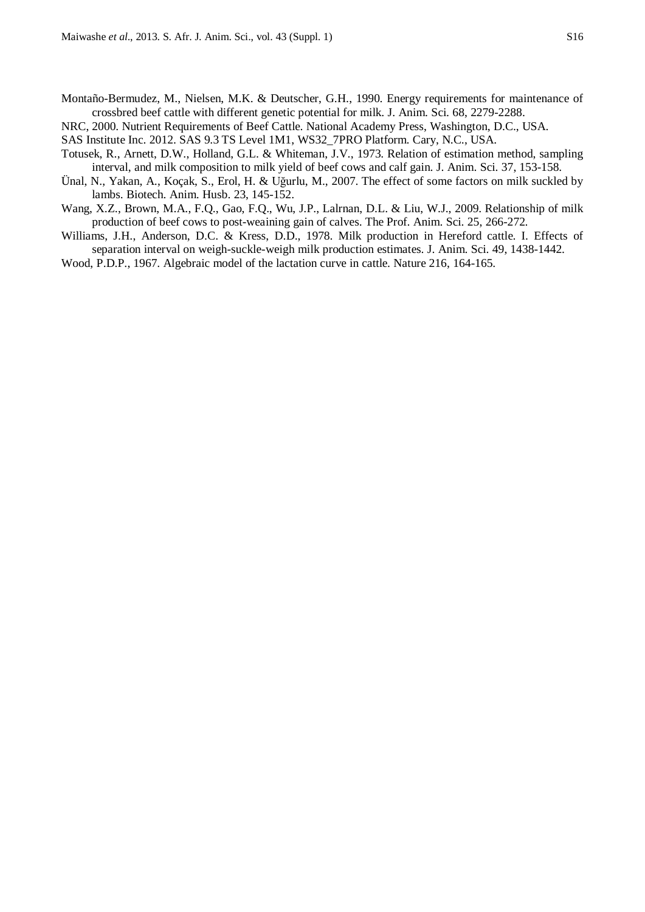Montaño-Bermudez, M., Nielsen, M.K. & Deutscher, G.H., 1990. Energy requirements for maintenance of crossbred beef cattle with different genetic potential for milk. J. Anim. Sci. 68, 2279-2288.

NRC, 2000. Nutrient Requirements of Beef Cattle. National Academy Press, Washington, D.C., USA.

SAS Institute Inc. 2012. SAS 9.3 TS Level 1M1, WS32_7PRO Platform. Cary, N.C., USA.

Totusek, R., Arnett, D.W., Holland, G.L. & Whiteman, J.V., 1973. Relation of estimation method, sampling interval, and milk composition to milk yield of beef cows and calf gain. J. Anim. Sci. 37, 153-158.

Ünal, N., Yakan, A., Koçak, S., Erol, H. & Uğurlu, M., 2007. The effect of some factors on milk suckled by lambs. Biotech. Anim. Husb. 23, 145-152.

Wang, X.Z., Brown, M.A., F.Q., Gao, F.Q., Wu, J.P., Lalrnan, D.L. & Liu, W.J., 2009. Relationship of milk production of beef cows to post-weaining gain of calves. The Prof. Anim. Sci. 25, 266-272.

Williams, J.H., Anderson, D.C. & Kress, D.D., 1978. Milk production in Hereford cattle. I. Effects of separation interval on weigh-suckle-weigh milk production estimates. J. Anim. Sci. 49, 1438-1442.

Wood, P.D.P., 1967. Algebraic model of the lactation curve in cattle. Nature 216, 164-165.